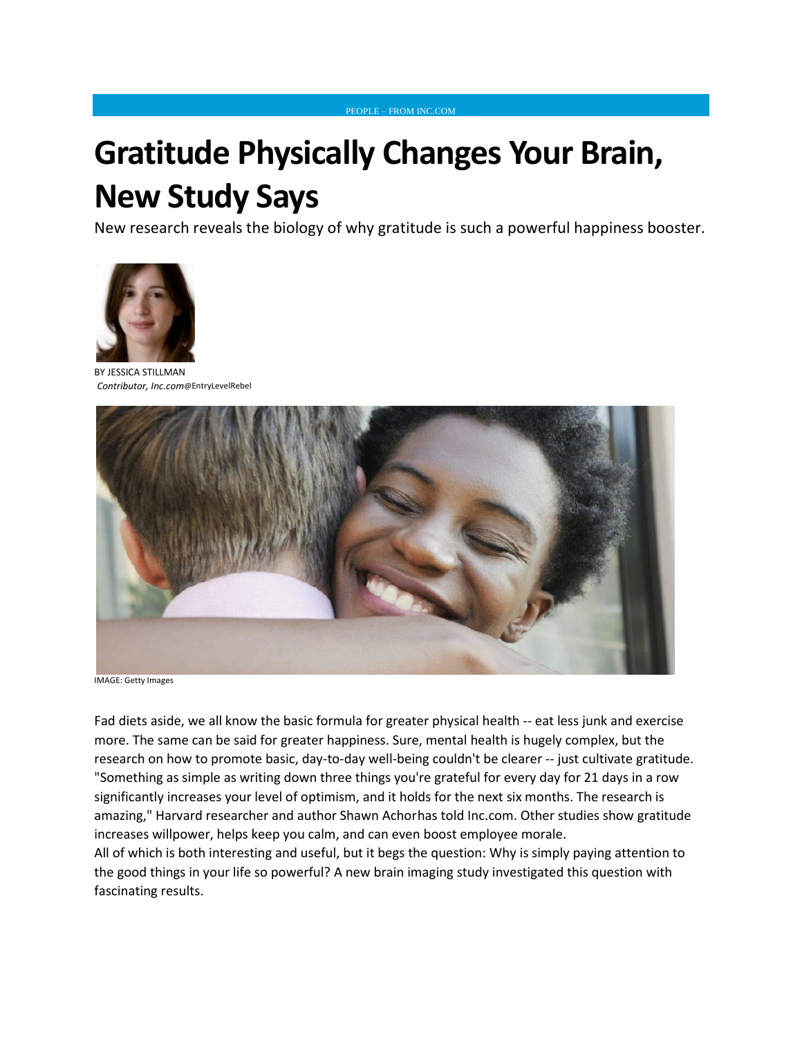PEOPLE – FROM INC.COM

# Gratitude Physically Changes Your Brain, New Study Says

New research reveals the biology of why gratitude is such a powerful happiness booster.

BY JESSICA STILLMAN
*Contributor, Inc.com*@EntryLevelRebel

IMAGE: Getty Images

Fad diets aside, we all know the basic formula for greater physical health -- eat less junk and exercise more. The same can be said for greater happiness. Sure, mental health is hugely complex, but the research on how to promote basic, day-to-day well-being couldn't be clearer -- just cultivate gratitude. "Something as simple as writing down three things you're grateful for every day for 21 days in a row significantly increases your level of optimism, and it holds for the next six months. The research is amazing," Harvard researcher and author Shawn Achorhas told Inc.com. Other studies show gratitude increases willpower, helps keep you calm, and can even boost employee morale.

All of which is both interesting and useful, but it begs the question: Why is simply paying attention to the good things in your life so powerful? A new brain imaging study investigated this question with fascinating results.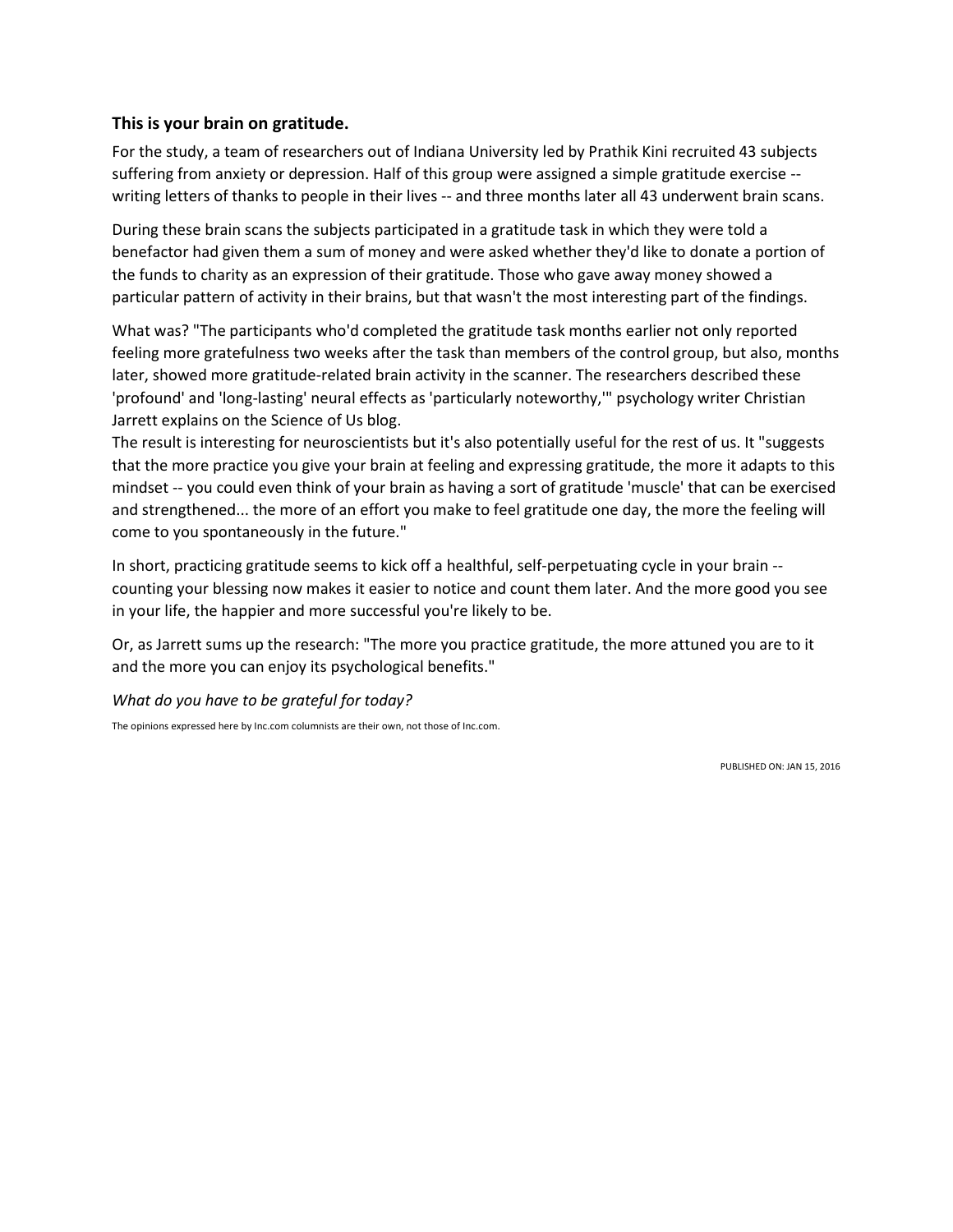**This is your brain on gratitude.**

For the study, a team of researchers out of Indiana University led by Prathik Kini recruited 43 subjects suffering from anxiety or depression. Half of this group were assigned a simple gratitude exercise -- writing letters of thanks to people in their lives -- and three months later all 43 underwent brain scans.

During these brain scans the subjects participated in a gratitude task in which they were told a benefactor had given them a sum of money and were asked whether they'd like to donate a portion of the funds to charity as an expression of their gratitude. Those who gave away money showed a particular pattern of activity in their brains, but that wasn't the most interesting part of the findings.

What was? "The participants who'd completed the gratitude task months earlier not only reported feeling more gratefulness two weeks after the task than members of the control group, but also, months later, showed more gratitude-related brain activity in the scanner. The researchers described these 'profound' and 'long-lasting' neural effects as 'particularly noteworthy,'" psychology writer Christian Jarrett explains on the Science of Us blog.

The result is interesting for neuroscientists but it's also potentially useful for the rest of us. It "suggests that the more practice you give your brain at feeling and expressing gratitude, the more it adapts to this mindset -- you could even think of your brain as having a sort of gratitude 'muscle' that can be exercised and strengthened... the more of an effort you make to feel gratitude one day, the more the feeling will come to you spontaneously in the future."

In short, practicing gratitude seems to kick off a healthful, self-perpetuating cycle in your brain -- counting your blessing now makes it easier to notice and count them later. And the more good you see in your life, the happier and more successful you're likely to be.

Or, as Jarrett sums up the research: "The more you practice gratitude, the more attuned you are to it and the more you can enjoy its psychological benefits."

*What do you have to be grateful for today?*

The opinions expressed here by Inc.com columnists are their own, not those of Inc.com.

PUBLISHED ON: JAN 15, 2016